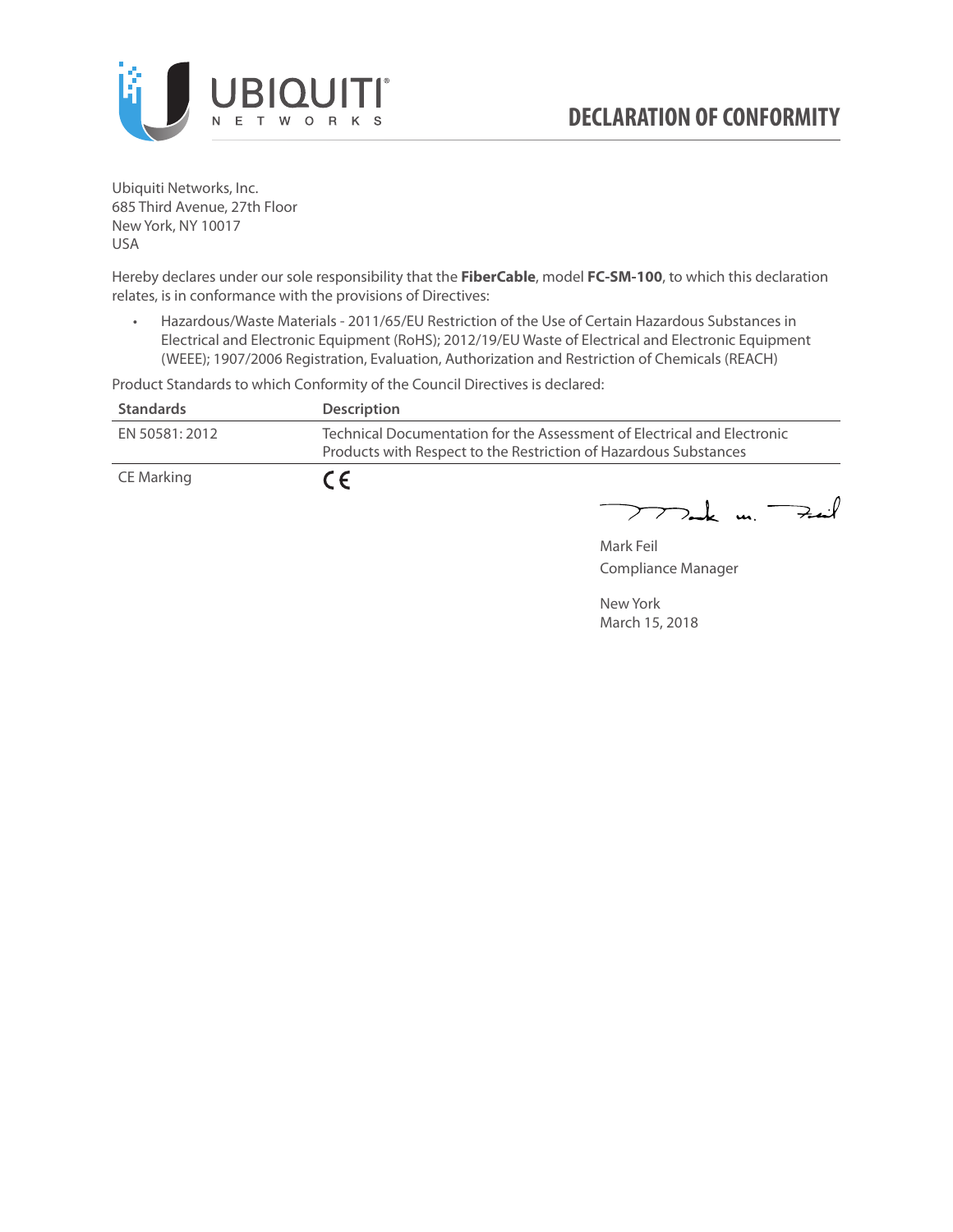# DECLARATION OF CONFORMITY

Ubiquiti Networks, Inc.
685 Third Avenue, 27th Floor
New York, NY 10017
USA

Hereby declares under our sole responsibility that the **FiberCable**, model **FC-SM-100**, to which this declaration relates, is in conformance with the provisions of Directives:

- Hazardous/Waste Materials - 2011/65/EU Restriction of the Use of Certain Hazardous Substances in Electrical and Electronic Equipment (RoHS); 2012/19/EU Waste of Electrical and Electronic Equipment (WEEE); 1907/2006 Registration, Evaluation, Authorization and Restriction of Chemicals (REACH)

Product Standards to which Conformity of the Council Directives is declared:

| Standards | Description |
|---|---|
| EN 50581: 2012 | Technical Documentation for the Assessment of Electrical and Electronic Products with Respect to the Restriction of Hazardous Substances |
| CE Marking | CE |

Mark Feil
Compliance Manager

New York
March 15, 2018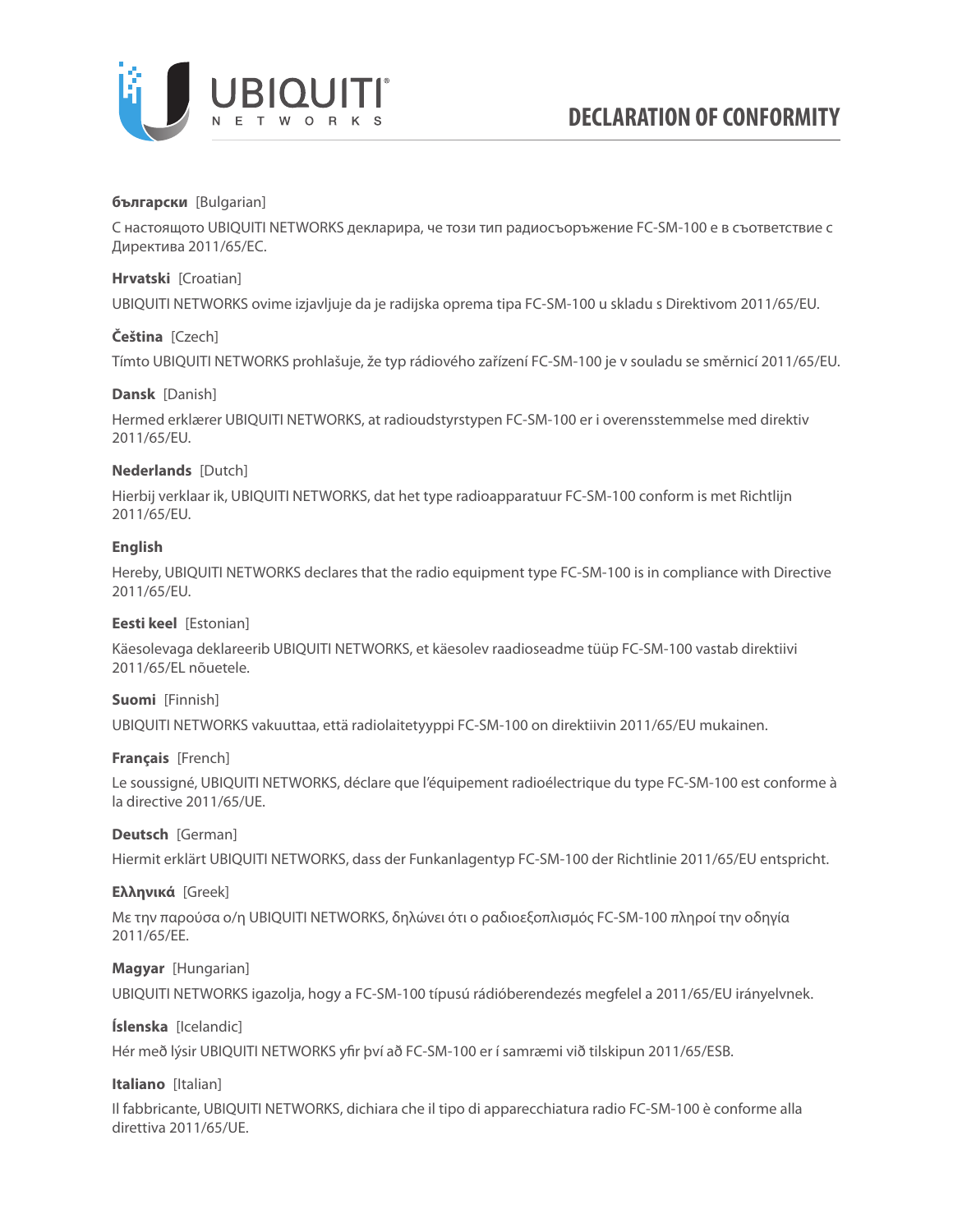# DECLARATION OF CONFORMITY

**български** [Bulgarian]

С настоящото UBIQUITI NETWORKS декларира, че този тип радиосъоръжение FC-SM-100 е в съответствие с Директива 2011/65/ЕС.

**Hrvatski** [Croatian]

UBIQUITI NETWORKS ovime izjavljuje da je radijska oprema tipa FC-SM-100 u skladu s Direktivom 2011/65/EU.

**Čeština** [Czech]

Tímto UBIQUITI NETWORKS prohlašuje, že typ rádiového zařízení FC-SM-100 je v souladu se směrnicí 2011/65/EU.

**Dansk** [Danish]

Hermed erklærer UBIQUITI NETWORKS, at radioudstyrstypen FC-SM-100 er i overensstemmelse med direktiv 2011/65/EU.

**Nederlands** [Dutch]

Hierbij verklaar ik, UBIQUITI NETWORKS, dat het type radioapparatuur FC-SM-100 conform is met Richtlijn 2011/65/EU.

**English**

Hereby, UBIQUITI NETWORKS declares that the radio equipment type FC-SM-100 is in compliance with Directive 2011/65/EU.

**Eesti keel** [Estonian]

Käesolevaga deklareerib UBIQUITI NETWORKS, et käesolev raadioseadme tüüp FC-SM-100 vastab direktiivi 2011/65/EL nõuetele.

**Suomi** [Finnish]

UBIQUITI NETWORKS vakuuttaa, että radiolaitetyyppi FC-SM-100 on direktiivin 2011/65/EU mukainen.

**Français** [French]

Le soussigné, UBIQUITI NETWORKS, déclare que l'équipement radioélectrique du type FC-SM-100 est conforme à la directive 2011/65/UE.

**Deutsch** [German]

Hiermit erklärt UBIQUITI NETWORKS, dass der Funkanlagentyp FC-SM-100 der Richtlinie 2011/65/EU entspricht.

**Ελληνικά** [Greek]

Με την παρούσα ο/η UBIQUITI NETWORKS, δηλώνει ότι ο ραδιοεξοπλισμός FC-SM-100 πληροί την οδηγία 2011/65/EE.

**Magyar** [Hungarian]

UBIQUITI NETWORKS igazolja, hogy a FC-SM-100 típusú rádióberendezés megfelel a 2011/65/EU irányelvnek.

**Íslenska** [Icelandic]

Hér með lýsir UBIQUITI NETWORKS yfir því að FC-SM-100 er í samræmi við tilskipun 2011/65/ESB.

**Italiano** [Italian]

Il fabbricante, UBIQUITI NETWORKS, dichiara che il tipo di apparecchiatura radio FC-SM-100 è conforme alla direttiva 2011/65/UE.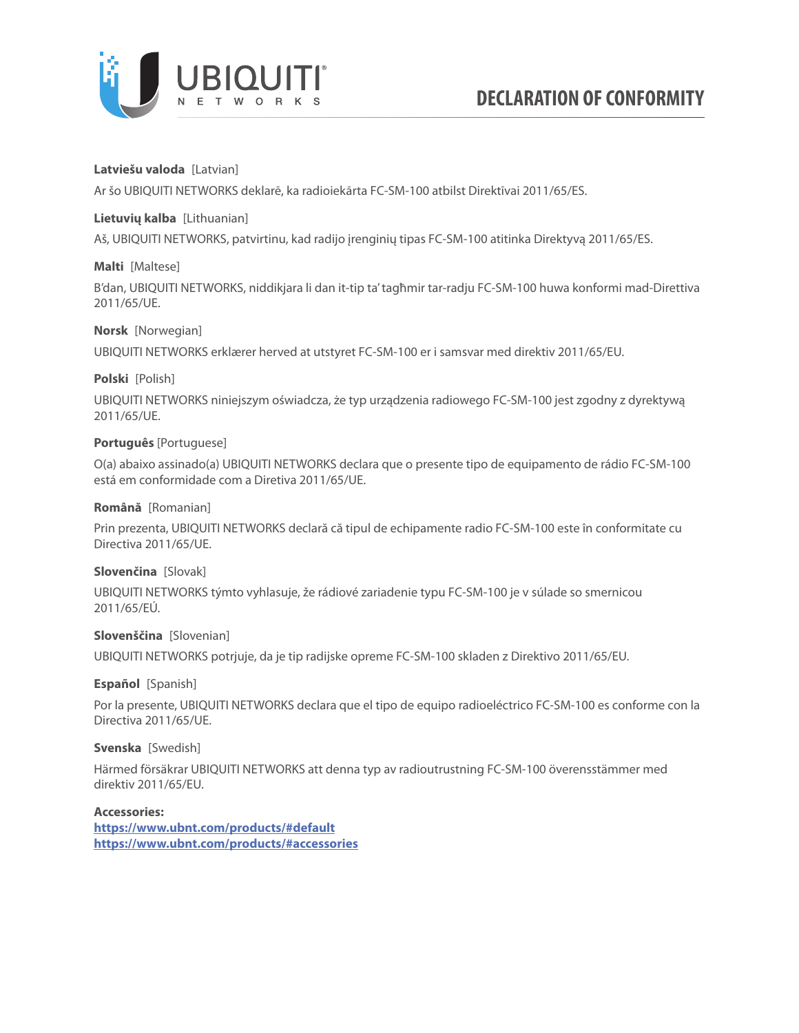**Latviešu valoda** [Latvian]

Ar šo UBIQUITI NETWORKS deklarē, ka radioiekārta FC-SM-100 atbilst Direktīvai 2011/65/ES.

**Lietuvių kalba** [Lithuanian]

Aš, UBIQUITI NETWORKS, patvirtinu, kad radijo įrenginių tipas FC-SM-100 atitinka Direktyvą 2011/65/ES.

**Malti** [Maltese]

B'dan, UBIQUITI NETWORKS, niddikjara li dan it-tip ta' tagħmir tar-radju FC-SM-100 huwa konformi mad-Direttiva 2011/65/UE.

**Norsk** [Norwegian]

UBIQUITI NETWORKS erklærer herved at utstyret FC-SM-100 er i samsvar med direktiv 2011/65/EU.

**Polski** [Polish]

UBIQUITI NETWORKS niniejszym oświadcza, że typ urządzenia radiowego FC-SM-100 jest zgodny z dyrektywą 2011/65/UE.

**Português** [Portuguese]

O(a) abaixo assinado(a) UBIQUITI NETWORKS declara que o presente tipo de equipamento de rádio FC-SM-100 está em conformidade com a Diretiva 2011/65/UE.

**Română** [Romanian]

Prin prezenta, UBIQUITI NETWORKS declară că tipul de echipamente radio FC-SM-100 este în conformitate cu Directiva 2011/65/UE.

**Slovenčina** [Slovak]

UBIQUITI NETWORKS týmto vyhlasuje, že rádiové zariadenie typu FC-SM-100 je v súlade so smernicou 2011/65/EÚ.

**Slovenščina** [Slovenian]

UBIQUITI NETWORKS potrjuje, da je tip radijske opreme FC-SM-100 skladen z Direktivo 2011/65/EU.

**Español** [Spanish]

Por la presente, UBIQUITI NETWORKS declara que el tipo de equipo radioeléctrico FC-SM-100 es conforme con la Directiva 2011/65/UE.

**Svenska** [Swedish]

Härmed försäkrar UBIQUITI NETWORKS att denna typ av radioutrustning FC-SM-100 överensstämmer med direktiv 2011/65/EU.

**Accessories:**
**https://www.ubnt.com/products/#default**
**https://www.ubnt.com/products/#accessories**